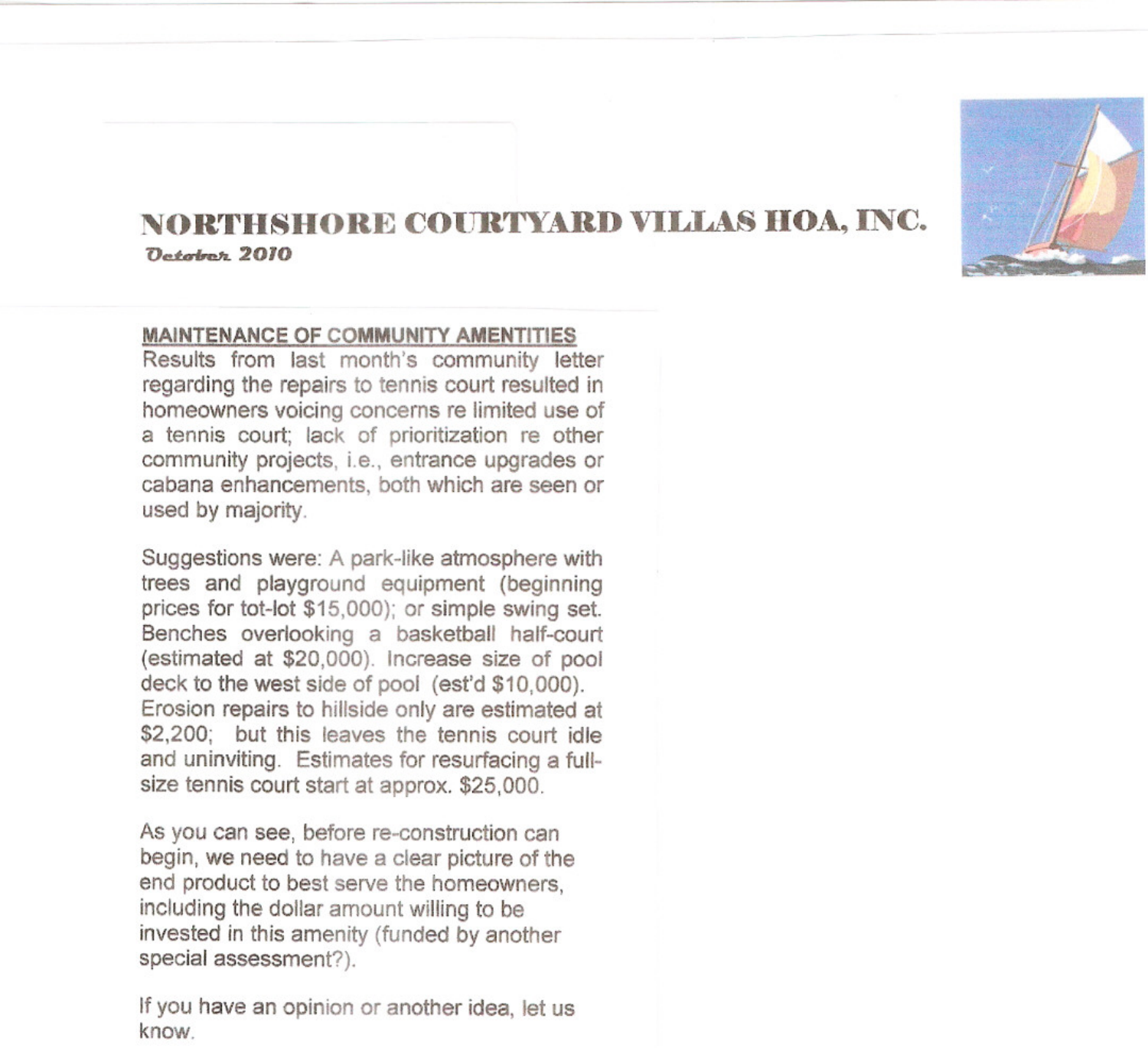# NORTHSHORE COURTYARD VILLAS HOA, INC.

*October 2010*

**MAINTENANCE OF COMMUNITY AMENTITIES**

Results from last month's community letter regarding the repairs to tennis court resulted in homeowners voicing concerns re limited use of a tennis court; lack of prioritization re other community projects, i.e., entrance upgrades or cabana enhancements, both which are seen or used by majority.

Suggestions were: A park-like atmosphere with trees and playground equipment (beginning prices for tot-lot $15,000); or simple swing set. Benches overlooking a basketball half-court (estimated at $20,000). Increase size of pool deck to the west side of pool (est'd $10,000). Erosion repairs to hillside only are estimated at $2,200; but this leaves the tennis court idle and uninviting. Estimates for resurfacing a full-size tennis court start at approx. $25,000.

As you can see, before re-construction can begin, we need to have a clear picture of the end product to best serve the homeowners, including the dollar amount willing to be invested in this amenity (funded by another special assessment?).

If you have an opinion or another idea, let us know.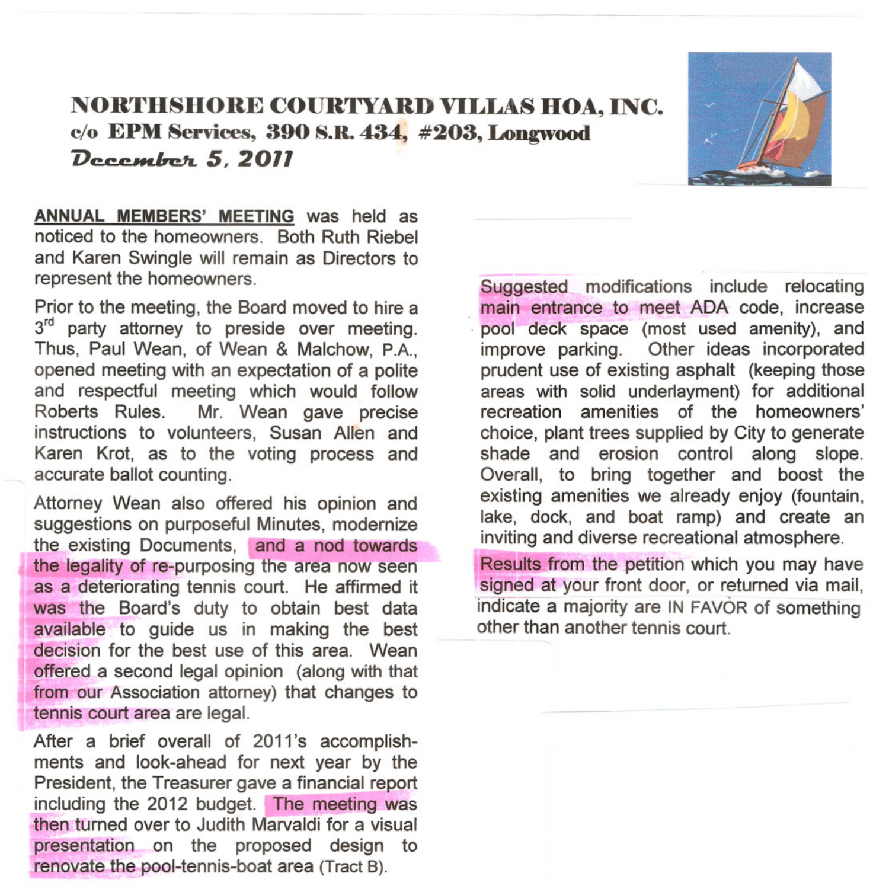# NORTHSHORE COURTYARD VILLAS HOA, INC.

**c/o EPM Services, 390 S.R. 434, #203, Longwood**

***December 5, 2011***

**ANNUAL MEMBERS' MEETING** was held as noticed to the homeowners. Both Ruth Riebel and Karen Swingle will remain as Directors to represent the homeowners.

Prior to the meeting, the Board moved to hire a 3rd party attorney to preside over meeting. Thus, Paul Wean, of Wean & Malchow, P.A., opened meeting with an expectation of a polite and respectful meeting which would follow Roberts Rules. Mr. Wean gave precise instructions to volunteers, Susan Allen and Karen Krot, as to the voting process and accurate ballot counting.

Attorney Wean also offered his opinion and suggestions on purposeful Minutes, modernize the existing Documents, and a nod towards the legality of re-purposing the area now seen as a deteriorating tennis court. He affirmed it was the Board's duty to obtain best data available to guide us in making the best decision for the best use of this area. Wean offered a second legal opinion (along with that from our Association attorney) that changes to tennis court area are legal.

After a brief overall of 2011's accomplishments and look-ahead for next year by the President, the Treasurer gave a financial report including the 2012 budget. The meeting was then turned over to Judith Marvaldi for a visual presentation on the proposed design to renovate the pool-tennis-boat area (Tract B).

Suggested modifications include relocating main entrance to meet ADA code, increase pool deck space (most used amenity), and improve parking. Other ideas incorporated prudent use of existing asphalt (keeping those areas with solid underlayment) for additional recreation amenities of the homeowners' choice, plant trees supplied by City to generate shade and erosion control along slope. Overall, to bring together and boost the existing amenities we already enjoy (fountain, lake, dock, and boat ramp) and create an inviting and diverse recreational atmosphere.

Results from the petition which you may have signed at your front door, or returned via mail, indicate a majority are IN FAVOR of something other than another tennis court.